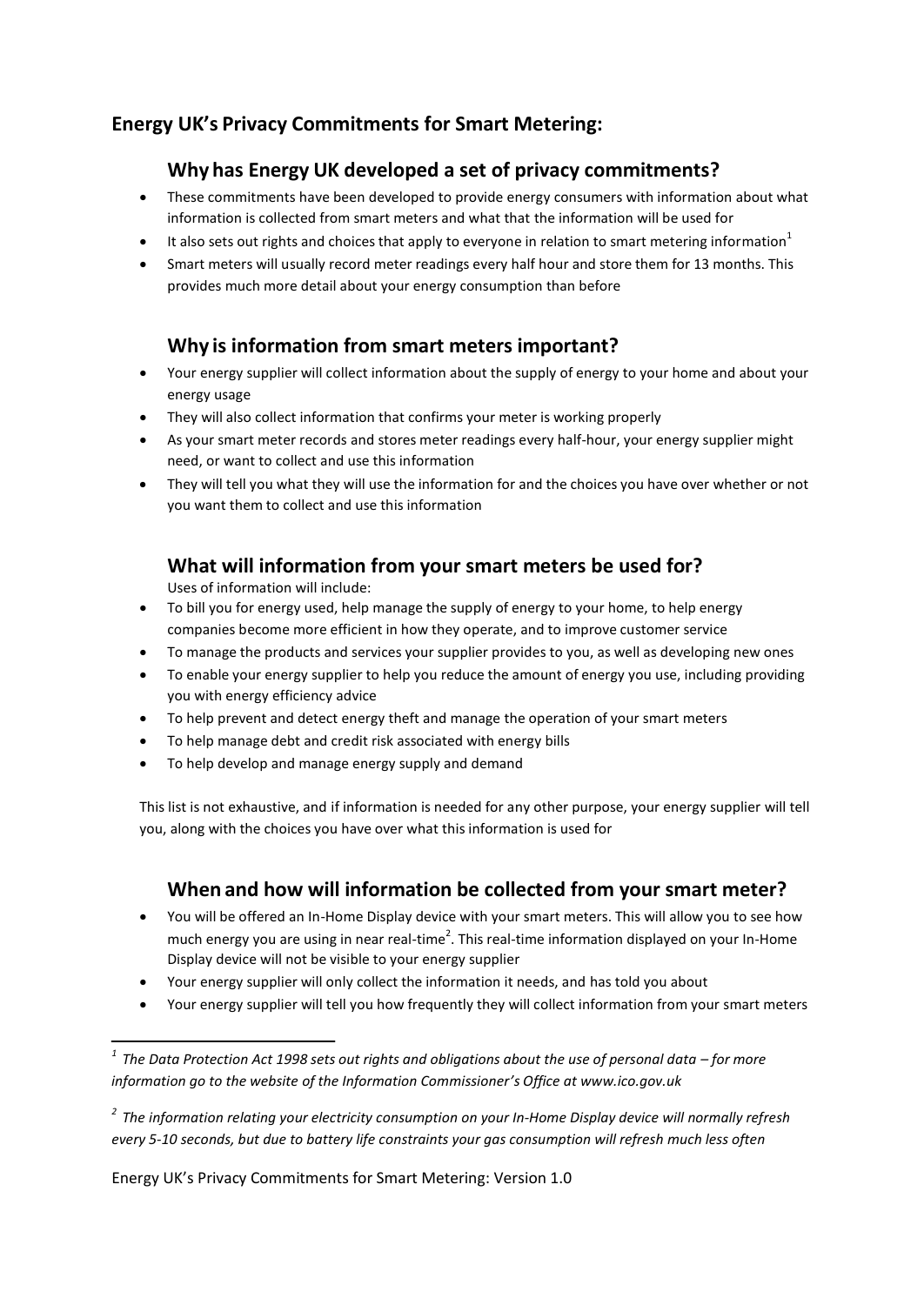# Energy UK's Privacy Commitments for Smart Metering:

## Why has Energy UK developed a set of privacy commitments?

- These commitments have been developed to provide energy consumers with information about what information is collected from smart meters and what that the information will be used for
- It also sets out rights and choices that apply to everyone in relation to smart metering information[1]
- Smart meters will usually record meter readings every half hour and store them for 13 months. This provides much more detail about your energy consumption than before

## Why is information from smart meters important?

- Your energy supplier will collect information about the supply of energy to your home and about your energy usage
- They will also collect information that confirms your meter is working properly
- As your smart meter records and stores meter readings every half-hour, your energy supplier might need, or want to collect and use this information
- They will tell you what they will use the information for and the choices you have over whether or not you want them to collect and use this information

## What will information from your smart meters be used for?

Uses of information will include:

- To bill you for energy used, help manage the supply of energy to your home, to help energy companies become more efficient in how they operate, and to improve customer service
- To manage the products and services your supplier provides to you, as well as developing new ones
- To enable your energy supplier to help you reduce the amount of energy you use, including providing you with energy efficiency advice
- To help prevent and detect energy theft and manage the operation of your smart meters
- To help manage debt and credit risk associated with energy bills
- To help develop and manage energy supply and demand

This list is not exhaustive, and if information is needed for any other purpose, your energy supplier will tell you, along with the choices you have over what this information is used for

## When and how will information be collected from your smart meter?

- You will be offered an In-Home Display device with your smart meters. This will allow you to see how much energy you are using in near real-time[2]. This real-time information displayed on your In-Home Display device will not be visible to your energy supplier
- Your energy supplier will only collect the information it needs, and has told you about
- Your energy supplier will tell you how frequently they will collect information from your smart meters

---

*[1] The Data Protection Act 1998 sets out rights and obligations about the use of personal data – for more information go to the website of the Information Commissioner's Office at www.ico.gov.uk*

*[2] The information relating your electricity consumption on your In-Home Display device will normally refresh every 5-10 seconds, but due to battery life constraints your gas consumption will refresh much less often*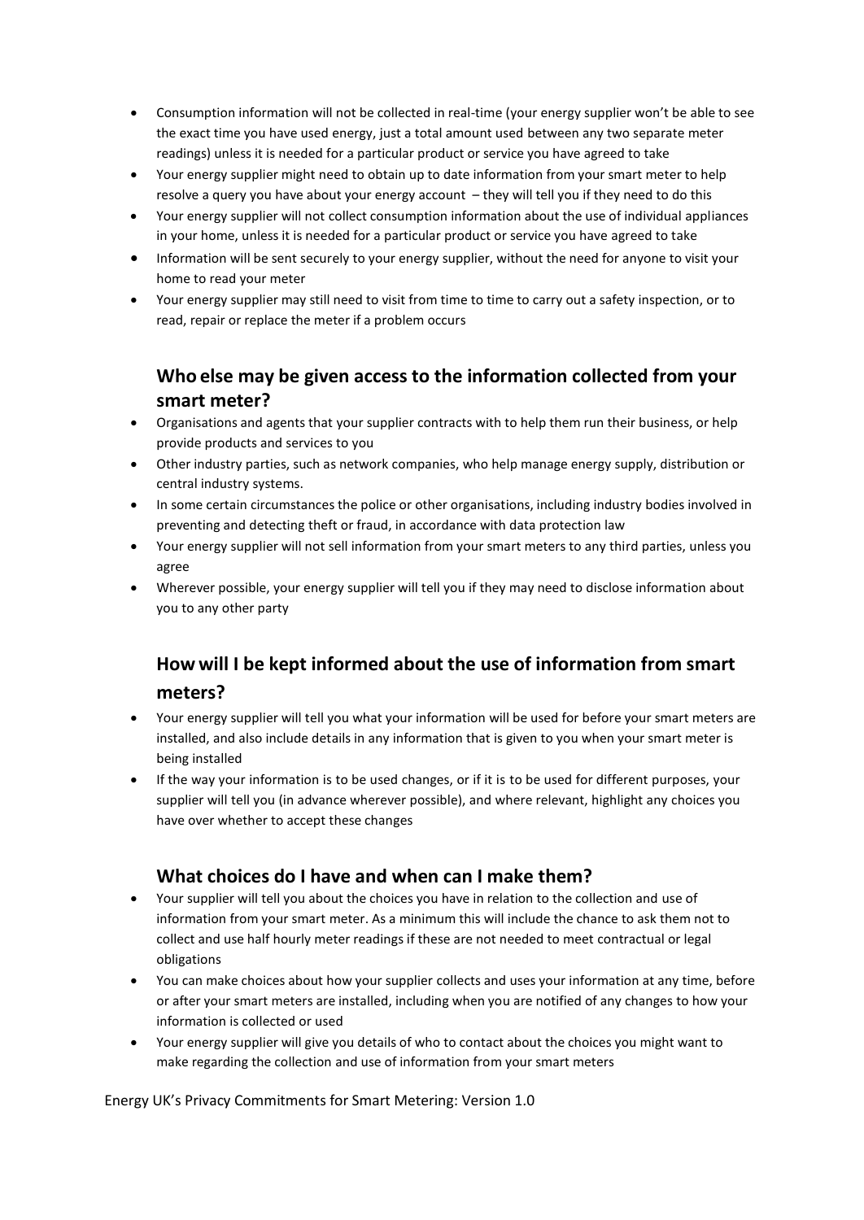- Consumption information will not be collected in real-time (your energy supplier won't be able to see the exact time you have used energy, just a total amount used between any two separate meter readings) unless it is needed for a particular product or service you have agreed to take
- Your energy supplier might need to obtain up to date information from your smart meter to help resolve a query you have about your energy account – they will tell you if they need to do this
- Your energy supplier will not collect consumption information about the use of individual appliances in your home, unless it is needed for a particular product or service you have agreed to take
- Information will be sent securely to your energy supplier, without the need for anyone to visit your home to read your meter
- Your energy supplier may still need to visit from time to time to carry out a safety inspection, or to read, repair or replace the meter if a problem occurs

## Who else may be given access to the information collected from your smart meter?

- Organisations and agents that your supplier contracts with to help them run their business, or help provide products and services to you
- Other industry parties, such as network companies, who help manage energy supply, distribution or central industry systems.
- In some certain circumstances the police or other organisations, including industry bodies involved in preventing and detecting theft or fraud, in accordance with data protection law
- Your energy supplier will not sell information from your smart meters to any third parties, unless you agree
- Wherever possible, your energy supplier will tell you if they may need to disclose information about you to any other party

## How will I be kept informed about the use of information from smart meters?

- Your energy supplier will tell you what your information will be used for before your smart meters are installed, and also include details in any information that is given to you when your smart meter is being installed
- If the way your information is to be used changes, or if it is to be used for different purposes, your supplier will tell you (in advance wherever possible), and where relevant, highlight any choices you have over whether to accept these changes

## What choices do I have and when can I make them?

- Your supplier will tell you about the choices you have in relation to the collection and use of information from your smart meter. As a minimum this will include the chance to ask them not to collect and use half hourly meter readings if these are not needed to meet contractual or legal obligations
- You can make choices about how your supplier collects and uses your information at any time, before or after your smart meters are installed, including when you are notified of any changes to how your information is collected or used
- Your energy supplier will give you details of who to contact about the choices you might want to make regarding the collection and use of information from your smart meters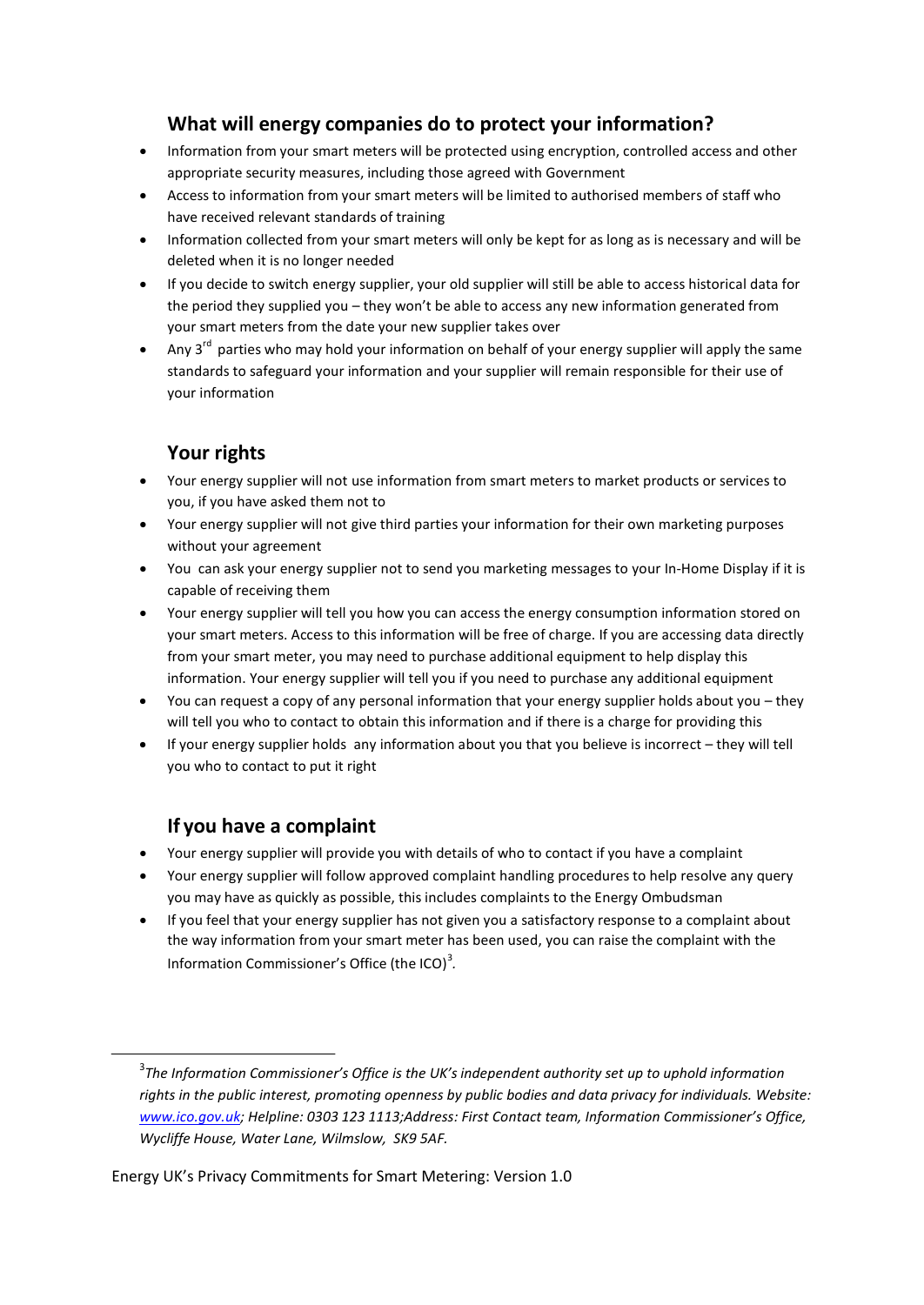## What will energy companies do to protect your information?

- Information from your smart meters will be protected using encryption, controlled access and other appropriate security measures, including those agreed with Government
- Access to information from your smart meters will be limited to authorised members of staff who have received relevant standards of training
- Information collected from your smart meters will only be kept for as long as is necessary and will be deleted when it is no longer needed
- If you decide to switch energy supplier, your old supplier will still be able to access historical data for the period they supplied you – they won't be able to access any new information generated from your smart meters from the date your new supplier takes over
- Any 3rd parties who may hold your information on behalf of your energy supplier will apply the same standards to safeguard your information and your supplier will remain responsible for their use of your information

## Your rights

- Your energy supplier will not use information from smart meters to market products or services to you, if you have asked them not to
- Your energy supplier will not give third parties your information for their own marketing purposes without your agreement
- You can ask your energy supplier not to send you marketing messages to your In-Home Display if it is capable of receiving them
- Your energy supplier will tell you how you can access the energy consumption information stored on your smart meters. Access to this information will be free of charge. If you are accessing data directly from your smart meter, you may need to purchase additional equipment to help display this information. Your energy supplier will tell you if you need to purchase any additional equipment
- You can request a copy of any personal information that your energy supplier holds about you – they will tell you who to contact to obtain this information and if there is a charge for providing this
- If your energy supplier holds any information about you that you believe is incorrect – they will tell you who to contact to put it right

## If you have a complaint

- Your energy supplier will provide you with details of who to contact if you have a complaint
- Your energy supplier will follow approved complaint handling procedures to help resolve any query you may have as quickly as possible, this includes complaints to the Energy Ombudsman
- If you feel that your energy supplier has not given you a satisfactory response to a complaint about the way information from your smart meter has been used, you can raise the complaint with the Information Commissioner's Office (the ICO)[3].

[3]*The Information Commissioner's Office is the UK's independent authority set up to uphold information rights in the public interest, promoting openness by public bodies and data privacy for individuals. Website: www.ico.gov.uk; Helpline: 0303 123 1113;Address: First Contact team, Information Commissioner's Office, Wycliffe House, Water Lane, Wilmslow, SK9 5AF.*